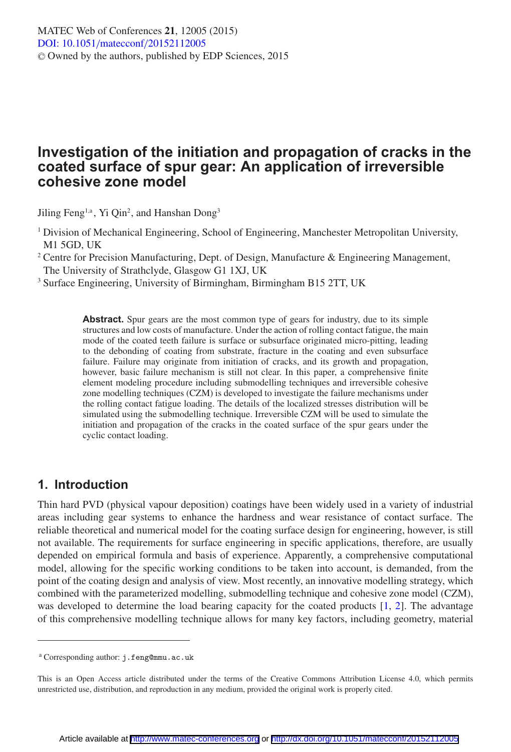# Investigation of the initiation and propagation of cracks in the coated surface of spur gear: An application of irreversible cohesive zone model

Jiling Feng[1,a], Yi Qin[2], and Hanshan Dong[3]

[1] Division of Mechanical Engineering, School of Engineering, Manchester Metropolitan University, M1 5GD, UK

[2] Centre for Precision Manufacturing, Dept. of Design, Manufacture & Engineering Management, The University of Strathclyde, Glasgow G1 1XJ, UK

[3] Surface Engineering, University of Birmingham, Birmingham B15 2TT, UK

**Abstract.** Spur gears are the most common type of gears for industry, due to its simple structures and low costs of manufacture. Under the action of rolling contact fatigue, the main mode of the coated teeth failure is surface or subsurface originated micro-pitting, leading to the debonding of coating from substrate, fracture in the coating and even subsurface failure. Failure may originate from initiation of cracks, and its growth and propagation, however, basic failure mechanism is still not clear. In this paper, a comprehensive finite element modeling procedure including submodelling techniques and irreversible cohesive zone modelling techniques (CZM) is developed to investigate the failure mechanisms under the rolling contact fatigue loading. The details of the localized stresses distribution will be simulated using the submodelling technique. Irreversible CZM will be used to simulate the initiation and propagation of the cracks in the coated surface of the spur gears under the cyclic contact loading.

## 1. Introduction

Thin hard PVD (physical vapour deposition) coatings have been widely used in a variety of industrial areas including gear systems to enhance the hardness and wear resistance of contact surface. The reliable theoretical and numerical model for the coating surface design for engineering, however, is still not available. The requirements for surface engineering in specific applications, therefore, are usually depended on empirical formula and basis of experience. Apparently, a comprehensive computational model, allowing for the specific working conditions to be taken into account, is demanded, from the point of the coating design and analysis of view. Most recently, an innovative modelling strategy, which combined with the parameterized modelling, submodelling technique and cohesive zone model (CZM), was developed to determine the load bearing capacity for the coated products [1, 2]. The advantage of this comprehensive modelling technique allows for many key factors, including geometry, material

[a] Corresponding author: j.feng@mmu.ac.uk

This is an Open Access article distributed under the terms of the Creative Commons Attribution License 4.0, which permits unrestricted use, distribution, and reproduction in any medium, provided the original work is properly cited.

Article available at http://www.matec-conferences.org or http://dx.doi.org/10.1051/matecconf/20152112005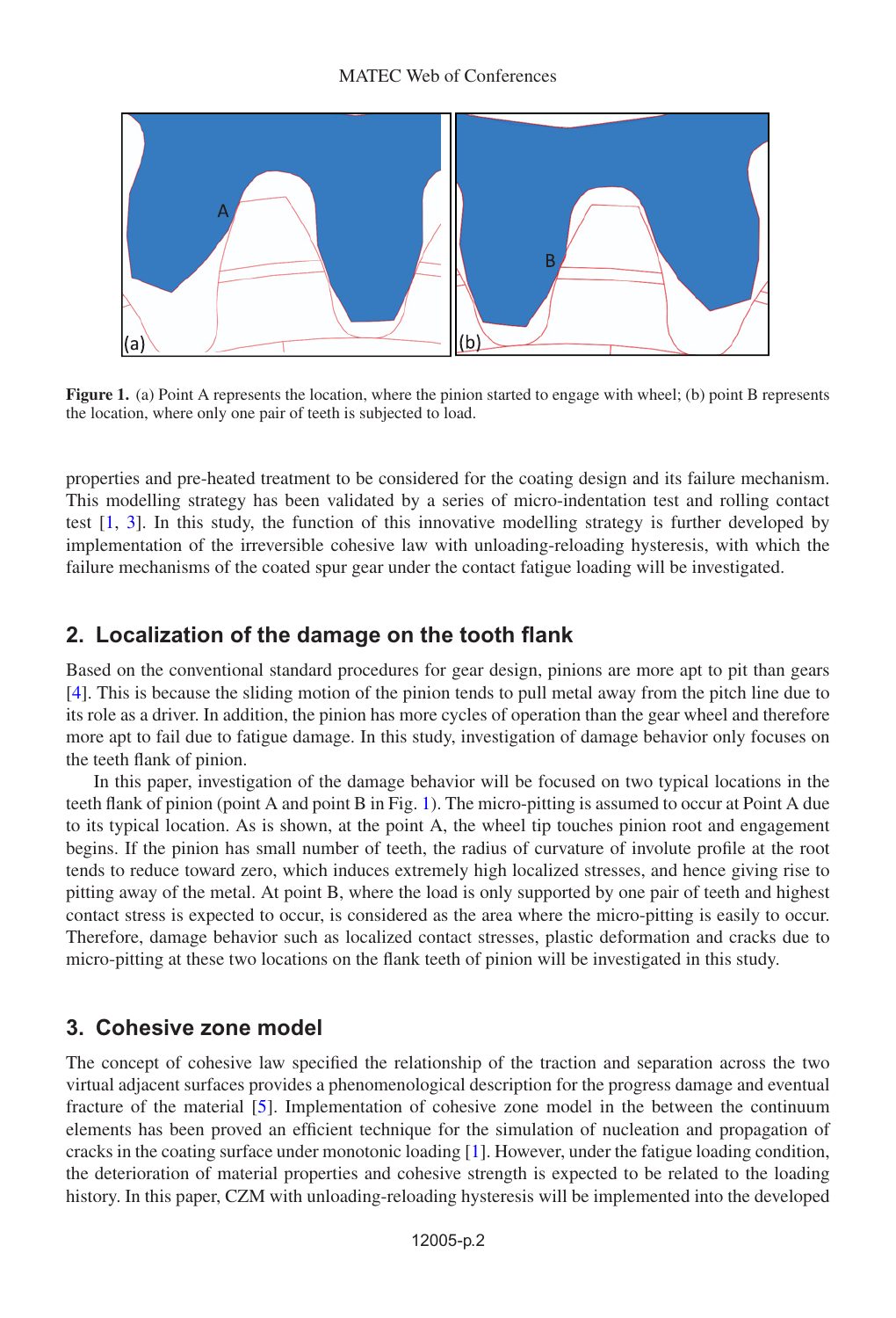A

(a)

B

(b)

**Figure 1.** (a) Point A represents the location, where the pinion started to engage with wheel; (b) point B represents the location, where only one pair of teeth is subjected to load.

properties and pre-heated treatment to be considered for the coating design and its failure mechanism. This modelling strategy has been validated by a series of micro-indentation test and rolling contact test [1, 3]. In this study, the function of this innovative modelling strategy is further developed by implementation of the irreversible cohesive law with unloading-reloading hysteresis, with which the failure mechanisms of the coated spur gear under the contact fatigue loading will be investigated.

## 2. Localization of the damage on the tooth flank

Based on the conventional standard procedures for gear design, pinions are more apt to pit than gears [4]. This is because the sliding motion of the pinion tends to pull metal away from the pitch line due to its role as a driver. In addition, the pinion has more cycles of operation than the gear wheel and therefore more apt to fail due to fatigue damage. In this study, investigation of damage behavior only focuses on the teeth flank of pinion.

In this paper, investigation of the damage behavior will be focused on two typical locations in the teeth flank of pinion (point A and point B in Fig. 1). The micro-pitting is assumed to occur at Point A due to its typical location. As is shown, at the point A, the wheel tip touches pinion root and engagement begins. If the pinion has small number of teeth, the radius of curvature of involute profile at the root tends to reduce toward zero, which induces extremely high localized stresses, and hence giving rise to pitting away of the metal. At point B, where the load is only supported by one pair of teeth and highest contact stress is expected to occur, is considered as the area where the micro-pitting is easily to occur. Therefore, damage behavior such as localized contact stresses, plastic deformation and cracks due to micro-pitting at these two locations on the flank teeth of pinion will be investigated in this study.

## 3. Cohesive zone model

The concept of cohesive law specified the relationship of the traction and separation across the two virtual adjacent surfaces provides a phenomenological description for the progress damage and eventual fracture of the material [5]. Implementation of cohesive zone model in the between the continuum elements has been proved an efficient technique for the simulation of nucleation and propagation of cracks in the coating surface under monotonic loading [1]. However, under the fatigue loading condition, the deterioration of material properties and cohesive strength is expected to be related to the loading history. In this paper, CZM with unloading-reloading hysteresis will be implemented into the developed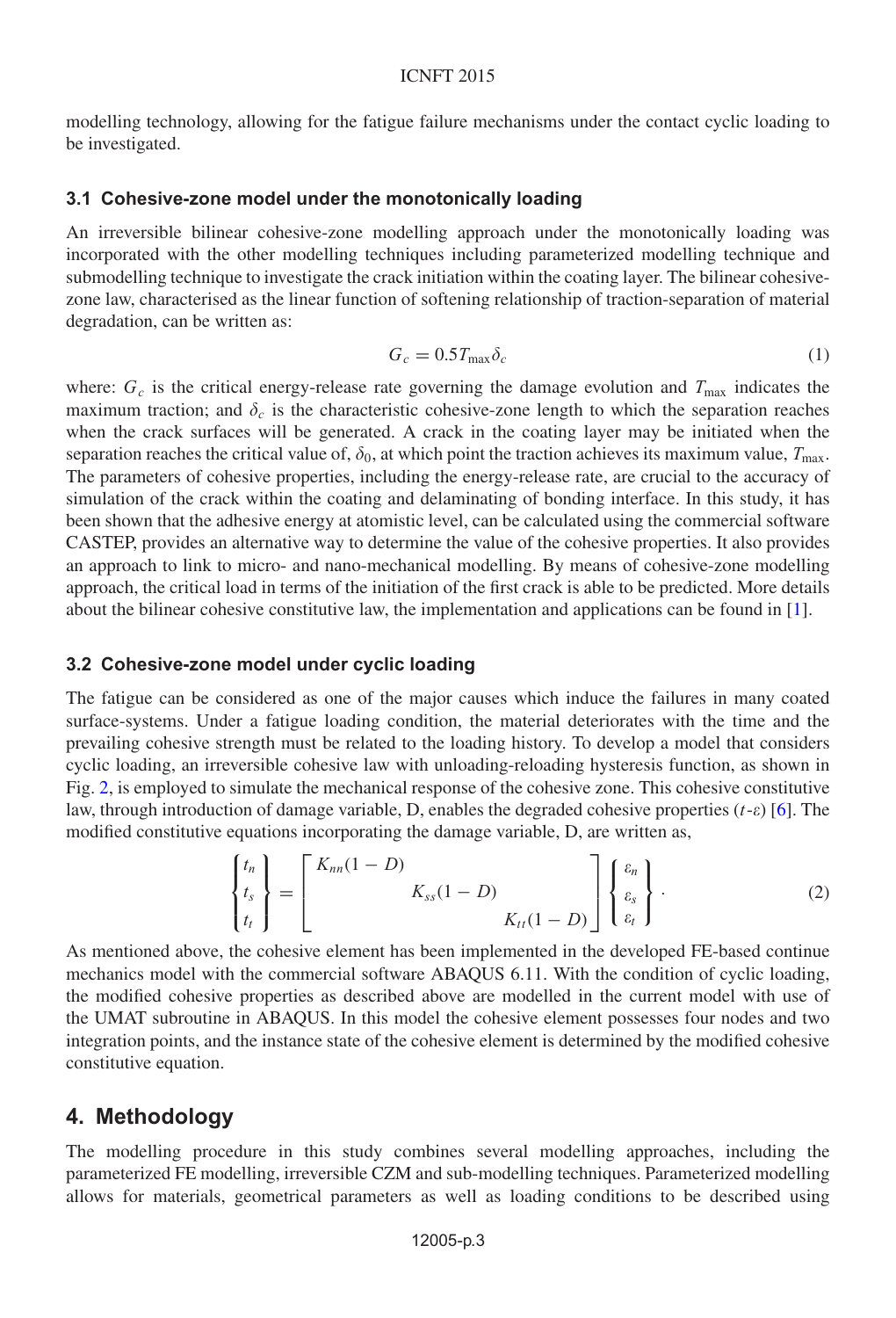modelling technology, allowing for the fatigue failure mechanisms under the contact cyclic loading to be investigated.

### 3.1 Cohesive-zone model under the monotonically loading

An irreversible bilinear cohesive-zone modelling approach under the monotonically loading was incorporated with the other modelling techniques including parameterized modelling technique and submodelling technique to investigate the crack initiation within the coating layer. The bilinear cohesive-zone law, characterised as the linear function of softening relationship of traction-separation of material degradation, can be written as:

$$G_c = 0.5 T_{\max} \delta_c \tag{1}$$

where: $G_c$ is the critical energy-release rate governing the damage evolution and $T_{\max}$ indicates the maximum traction; and $\delta_c$ is the characteristic cohesive-zone length to which the separation reaches when the crack surfaces will be generated. A crack in the coating layer may be initiated when the separation reaches the critical value of, $\delta_0$, at which point the traction achieves its maximum value, $T_{\max}$. The parameters of cohesive properties, including the energy-release rate, are crucial to the accuracy of simulation of the crack within the coating and delaminating of bonding interface. In this study, it has been shown that the adhesive energy at atomistic level, can be calculated using the commercial software CASTEP, provides an alternative way to determine the value of the cohesive properties. It also provides an approach to link to micro- and nano-mechanical modelling. By means of cohesive-zone modelling approach, the critical load in terms of the initiation of the first crack is able to be predicted. More details about the bilinear cohesive constitutive law, the implementation and applications can be found in [1].

### 3.2 Cohesive-zone model under cyclic loading

The fatigue can be considered as one of the major causes which induce the failures in many coated surface-systems. Under a fatigue loading condition, the material deteriorates with the time and the prevailing cohesive strength must be related to the loading history. To develop a model that considers cyclic loading, an irreversible cohesive law with unloading-reloading hysteresis function, as shown in Fig. 2, is employed to simulate the mechanical response of the cohesive zone. This cohesive constitutive law, through introduction of damage variable, D, enables the degraded cohesive properties ($t$-$\varepsilon$) [6]. The modified constitutive equations incorporating the damage variable, D, are written as,

$$\begin{Bmatrix} t_n \\ t_s \\ t_t \end{Bmatrix} = \begin{bmatrix} K_{nn}(1-D) & & \\ & K_{ss}(1-D) & \\ & & K_{tt}(1-D) \end{bmatrix} \begin{Bmatrix} \varepsilon_n \\ \varepsilon_s \\ \varepsilon_t \end{Bmatrix}. \tag{2}$$

As mentioned above, the cohesive element has been implemented in the developed FE-based continue mechanics model with the commercial software ABAQUS 6.11. With the condition of cyclic loading, the modified cohesive properties as described above are modelled in the current model with use of the UMAT subroutine in ABAQUS. In this model the cohesive element possesses four nodes and two integration points, and the instance state of the cohesive element is determined by the modified cohesive constitutive equation.

## 4. Methodology

The modelling procedure in this study combines several modelling approaches, including the parameterized FE modelling, irreversible CZM and sub-modelling techniques. Parameterized modelling allows for materials, geometrical parameters as well as loading conditions to be described using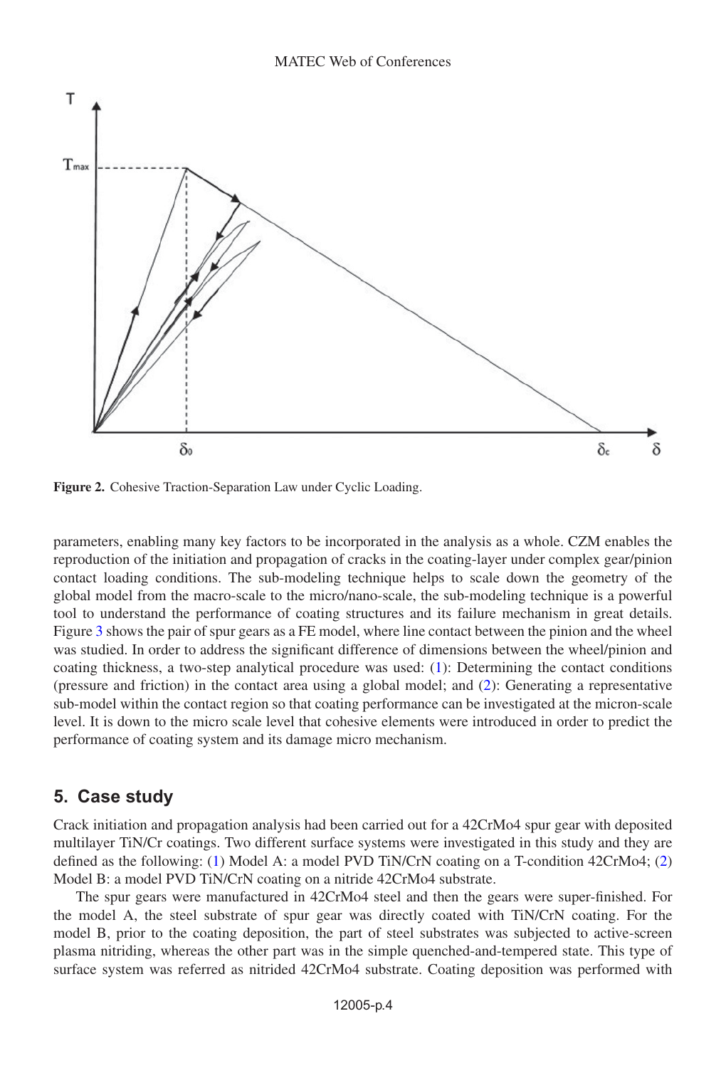**Figure 2.** Cohesive Traction-Separation Law under Cyclic Loading.

parameters, enabling many key factors to be incorporated in the analysis as a whole. CZM enables the reproduction of the initiation and propagation of cracks in the coating-layer under complex gear/pinion contact loading conditions. The sub-modeling technique helps to scale down the geometry of the global model from the macro-scale to the micro/nano-scale, the sub-modeling technique is a powerful tool to understand the performance of coating structures and its failure mechanism in great details. Figure 3 shows the pair of spur gears as a FE model, where line contact between the pinion and the wheel was studied. In order to address the significant difference of dimensions between the wheel/pinion and coating thickness, a two-step analytical procedure was used: (1): Determining the contact conditions (pressure and friction) in the contact area using a global model; and (2): Generating a representative sub-model within the contact region so that coating performance can be investigated at the micron-scale level. It is down to the micro scale level that cohesive elements were introduced in order to predict the performance of coating system and its damage micro mechanism.

## 5. Case study

Crack initiation and propagation analysis had been carried out for a 42CrMo4 spur gear with deposited multilayer TiN/Cr coatings. Two different surface systems were investigated in this study and they are defined as the following: (1) Model A: a model PVD TiN/CrN coating on a T-condition 42CrMo4; (2) Model B: a model PVD TiN/CrN coating on a nitride 42CrMo4 substrate.

The spur gears were manufactured in 42CrMo4 steel and then the gears were super-finished. For the model A, the steel substrate of spur gear was directly coated with TiN/CrN coating. For the model B, prior to the coating deposition, the part of steel substrates was subjected to active-screen plasma nitriding, whereas the other part was in the simple quenched-and-tempered state. This type of surface system was referred as nitrided 42CrMo4 substrate. Coating deposition was performed with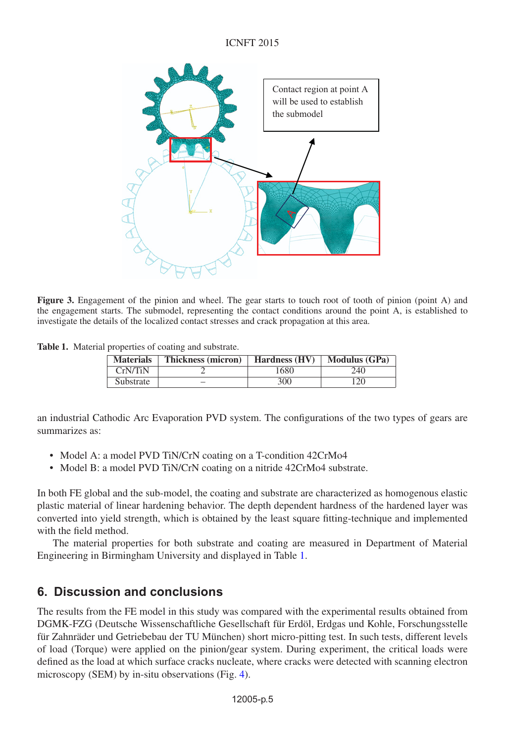Figure 3. Engagement of the pinion and wheel. The gear starts to touch root of tooth of pinion (point A) and the engagement starts. The submodel, representing the contact conditions around the point A, is established to investigate the details of the localized contact stresses and crack propagation at this area.

**Table 1.** Material properties of coating and substrate.

| Materials | Thickness (micron) | Hardness (HV) | Modulus (GPa) |
|---|---|---|---|
| CrN/TiN | 2 | 1680 | 240 |
| Substrate | – | 300 | 120 |

an industrial Cathodic Arc Evaporation PVD system. The configurations of the two types of gears are summarizes as:

- Model A: a model PVD TiN/CrN coating on a T-condition 42CrMo4
- Model B: a model PVD TiN/CrN coating on a nitride 42CrMo4 substrate.

In both FE global and the sub-model, the coating and substrate are characterized as homogenous elastic plastic material of linear hardening behavior. The depth dependent hardness of the hardened layer was converted into yield strength, which is obtained by the least square fitting-technique and implemented with the field method.

The material properties for both substrate and coating are measured in Department of Material Engineering in Birmingham University and displayed in Table 1.

## 6. Discussion and conclusions

The results from the FE model in this study was compared with the experimental results obtained from DGMK-FZG (Deutsche Wissenschaftliche Gesellschaft für Erdöl, Erdgas und Kohle, Forschungsstelle für Zahnräder und Getriebebau der TU München) short micro-pitting test. In such tests, different levels of load (Torque) were applied on the pinion/gear system. During experiment, the critical loads were defined as the load at which surface cracks nucleate, where cracks were detected with scanning electron microscopy (SEM) by in-situ observations (Fig. 4).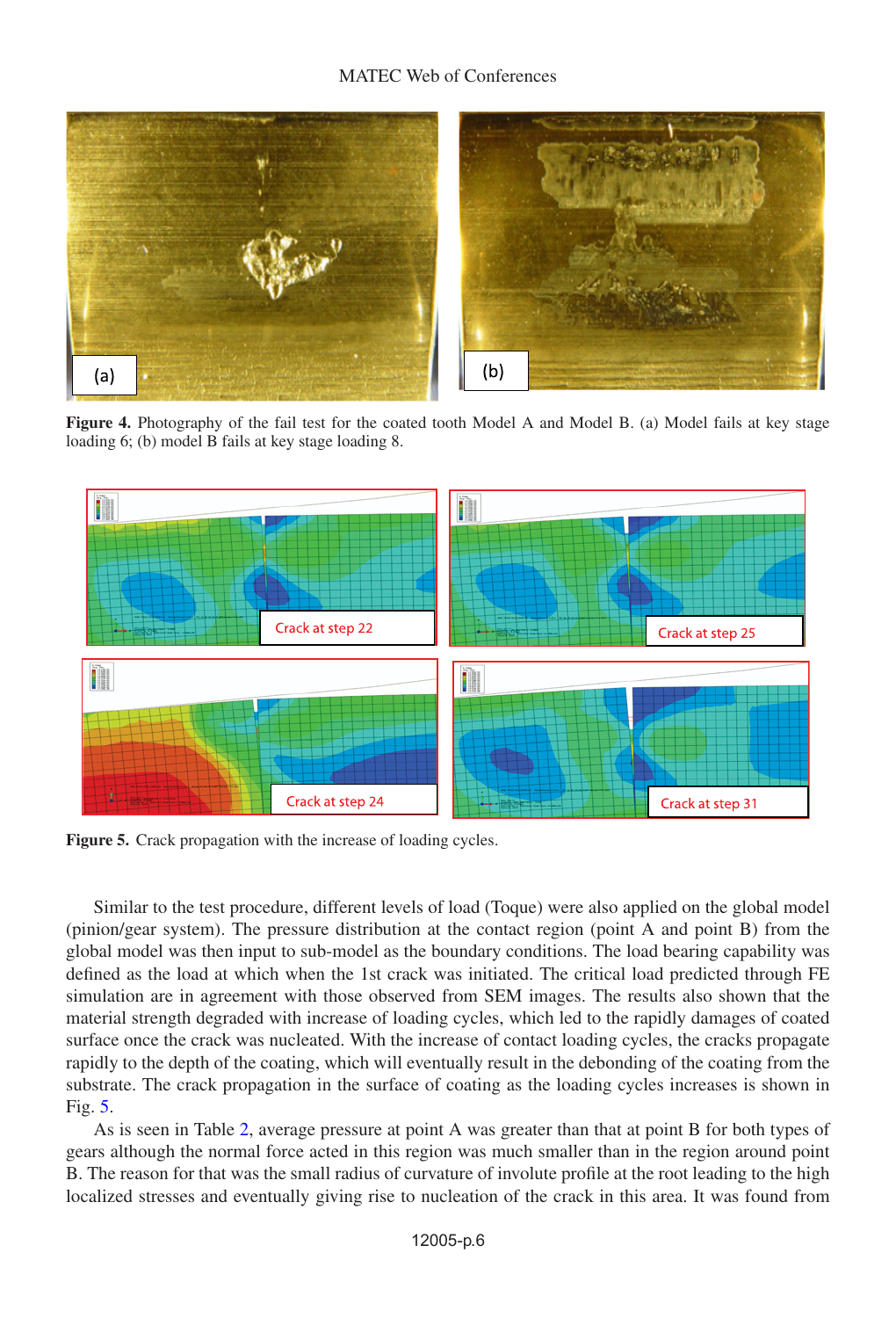Figure 4. Photography of the fail test for the coated tooth Model A and Model B. (a) Model fails at key stage loading 6; (b) model B fails at key stage loading 8.

Figure 5. Crack propagation with the increase of loading cycles.

Similar to the test procedure, different levels of load (Toque) were also applied on the global model (pinion/gear system). The pressure distribution at the contact region (point A and point B) from the global model was then input to sub-model as the boundary conditions. The load bearing capability was defined as the load at which when the 1st crack was initiated. The critical load predicted through FE simulation are in agreement with those observed from SEM images. The results also shown that the material strength degraded with increase of loading cycles, which led to the rapidly damages of coated surface once the crack was nucleated. With the increase of contact loading cycles, the cracks propagate rapidly to the depth of the coating, which will eventually result in the debonding of the coating from the substrate. The crack propagation in the surface of coating as the loading cycles increases is shown in Fig. 5.

As is seen in Table 2, average pressure at point A was greater than that at point B for both types of gears although the normal force acted in this region was much smaller than in the region around point B. The reason for that was the small radius of curvature of involute profile at the root leading to the high localized stresses and eventually giving rise to nucleation of the crack in this area. It was found from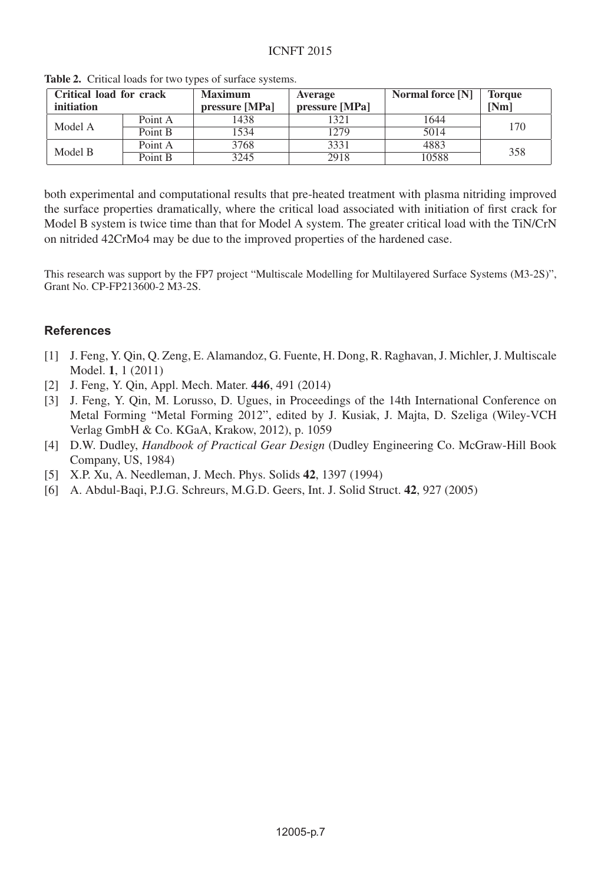**Table 2.** Critical loads for two types of surface systems.

| Critical load for crack initiation | | Maximum pressure [MPa] | Average pressure [MPa] | Normal force [N] | Torque [Nm] |
|---|---|---|---|---|---|
| Model A | Point A | 1438 | 1321 | 1644 | 170 |
| | Point B | 1534 | 1279 | 5014 | |
| Model B | Point A | 3768 | 3331 | 4883 | 358 |
| | Point B | 3245 | 2918 | 10588 | |

both experimental and computational results that pre-heated treatment with plasma nitriding improved the surface properties dramatically, where the critical load associated with initiation of first crack for Model B system is twice time than that for Model A system. The greater critical load with the TiN/CrN on nitrided 42CrMo4 may be due to the improved properties of the hardened case.

This research was support by the FP7 project "Multiscale Modelling for Multilayered Surface Systems (M3-2S)", Grant No. CP-FP213600-2 M3-2S.

## References

[1] J. Feng, Y. Qin, Q. Zeng, E. Alamandoz, G. Fuente, H. Dong, R. Raghavan, J. Michler, J. Multiscale Model. **1**, 1 (2011)

[2] J. Feng, Y. Qin, Appl. Mech. Mater. **446**, 491 (2014)

[3] J. Feng, Y. Qin, M. Lorusso, D. Ugues, in Proceedings of the 14th International Conference on Metal Forming "Metal Forming 2012", edited by J. Kusiak, J. Majta, D. Szeliga (Wiley-VCH Verlag GmbH & Co. KGaA, Krakow, 2012), p. 1059

[4] D.W. Dudley, *Handbook of Practical Gear Design* (Dudley Engineering Co. McGraw-Hill Book Company, US, 1984)

[5] X.P. Xu, A. Needleman, J. Mech. Phys. Solids **42**, 1397 (1994)

[6] A. Abdul-Baqi, P.J.G. Schreurs, M.G.D. Geers, Int. J. Solid Struct. **42**, 927 (2005)